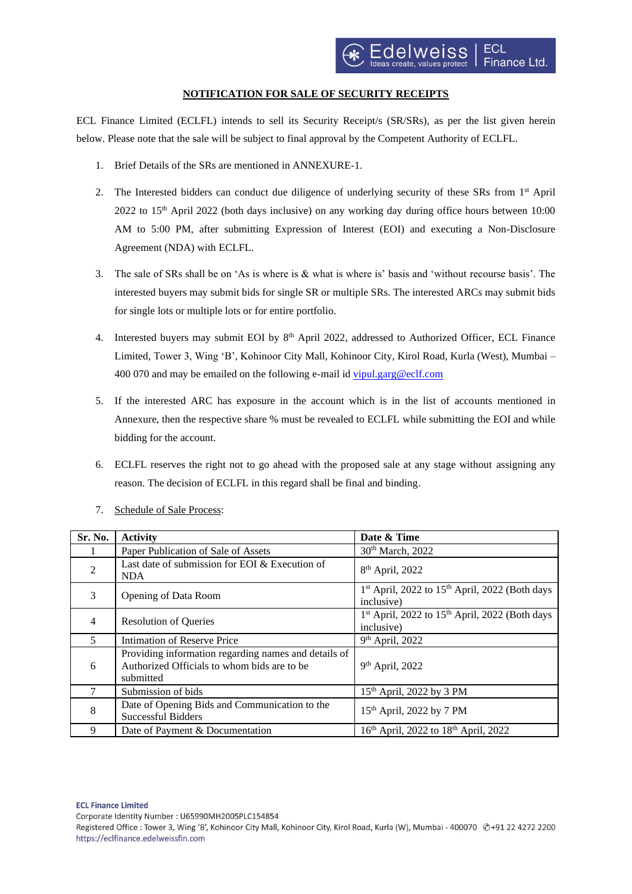## NOTIFICATION FOR SALE OF SECURITY RECEIPTS

ECL Finance Limited (ECLFL) intends to sell its Security Receipt/s (SR/SRs), as per the list given herein below. Please note that the sale will be subject to final approval by the Competent Authority of ECLFL.

1. Brief Details of the SRs are mentioned in ANNEXURE-1.

2. The Interested bidders can conduct due diligence of underlying security of these SRs from 1st April 2022 to 15th April 2022 (both days inclusive) on any working day during office hours between 10:00 AM to 5:00 PM, after submitting Expression of Interest (EOI) and executing a Non-Disclosure Agreement (NDA) with ECLFL.

3. The sale of SRs shall be on 'As is where is & what is where is' basis and 'without recourse basis'. The interested buyers may submit bids for single SR or multiple SRs. The interested ARCs may submit bids for single lots or multiple lots or for entire portfolio.

4. Interested buyers may submit EOI by 8th April 2022, addressed to Authorized Officer, ECL Finance Limited, Tower 3, Wing 'B', Kohinoor City Mall, Kohinoor City, Kirol Road, Kurla (West), Mumbai – 400 070 and may be emailed on the following e-mail id vipul.garg@eclf.com

5. If the interested ARC has exposure in the account which is in the list of accounts mentioned in Annexure, then the respective share % must be revealed to ECLFL while submitting the EOI and while bidding for the account.

6. ECLFL reserves the right not to go ahead with the proposed sale at any stage without assigning any reason. The decision of ECLFL in this regard shall be final and binding.

7. Schedule of Sale Process:

| Sr. No. | Activity | Date & Time |
|---|---|---|
| 1 | Paper Publication of Sale of Assets | 30th March, 2022 |
| 2 | Last date of submission for EOI & Execution of NDA | 8th April, 2022 |
| 3 | Opening of Data Room | 1st April, 2022 to 15th April, 2022 (Both days inclusive) |
| 4 | Resolution of Queries | 1st April, 2022 to 15th April, 2022 (Both days inclusive) |
| 5 | Intimation of Reserve Price | 9th April, 2022 |
| 6 | Providing information regarding names and details of Authorized Officials to whom bids are to be submitted | 9th April, 2022 |
| 7 | Submission of bids | 15th April, 2022 by 3 PM |
| 8 | Date of Opening Bids and Communication to the Successful Bidders | 15th April, 2022 by 7 PM |
| 9 | Date of Payment & Documentation | 16th April, 2022 to 18th April, 2022 |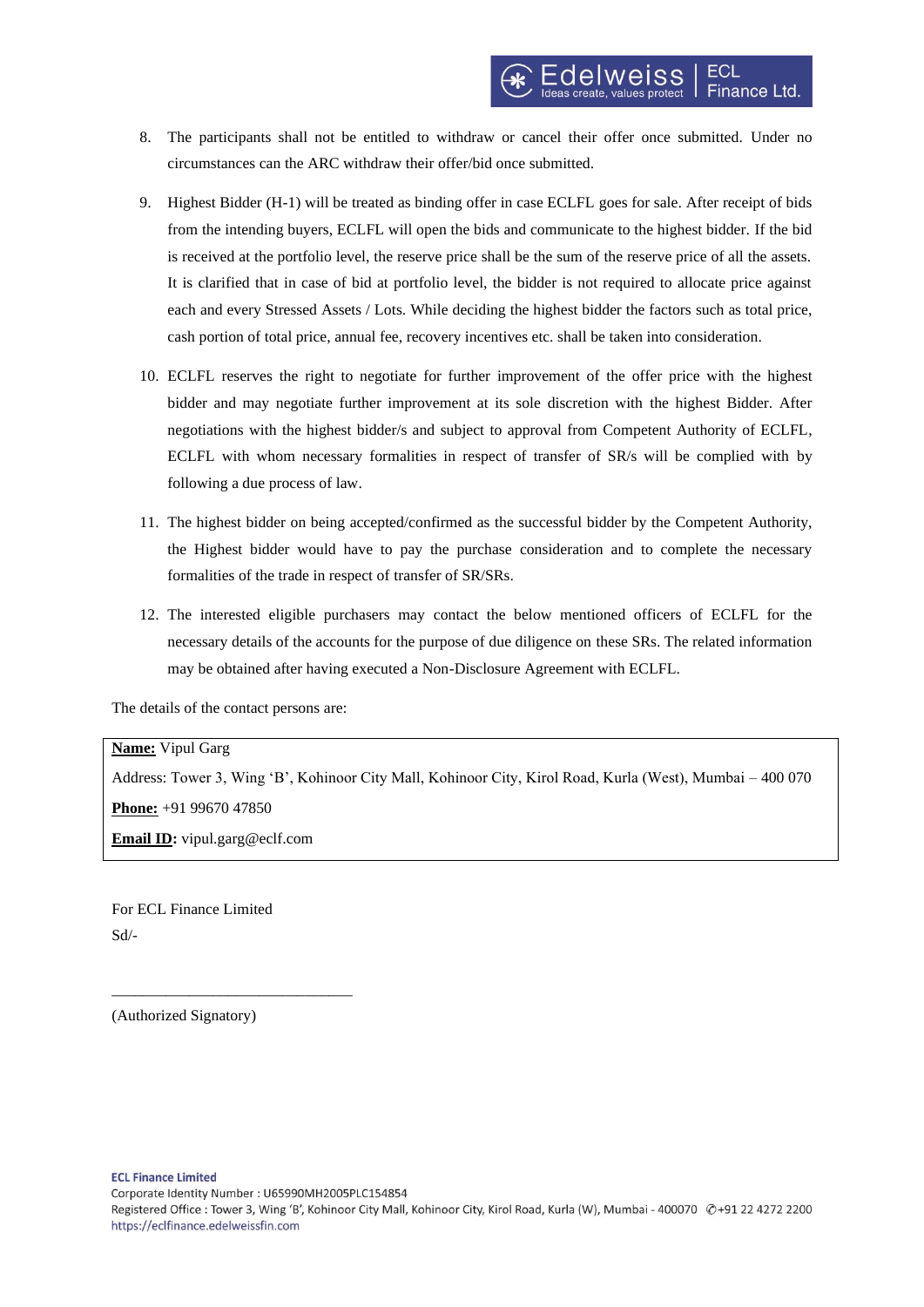8. The participants shall not be entitled to withdraw or cancel their offer once submitted. Under no circumstances can the ARC withdraw their offer/bid once submitted.

9. Highest Bidder (H-1) will be treated as binding offer in case ECLFL goes for sale. After receipt of bids from the intending buyers, ECLFL will open the bids and communicate to the highest bidder. If the bid is received at the portfolio level, the reserve price shall be the sum of the reserve price of all the assets. It is clarified that in case of bid at portfolio level, the bidder is not required to allocate price against each and every Stressed Assets / Lots. While deciding the highest bidder the factors such as total price, cash portion of total price, annual fee, recovery incentives etc. shall be taken into consideration.

10. ECLFL reserves the right to negotiate for further improvement of the offer price with the highest bidder and may negotiate further improvement at its sole discretion with the highest Bidder. After negotiations with the highest bidder/s and subject to approval from Competent Authority of ECLFL, ECLFL with whom necessary formalities in respect of transfer of SR/s will be complied with by following a due process of law.

11. The highest bidder on being accepted/confirmed as the successful bidder by the Competent Authority, the Highest bidder would have to pay the purchase consideration and to complete the necessary formalities of the trade in respect of transfer of SR/SRs.

12. The interested eligible purchasers may contact the below mentioned officers of ECLFL for the necessary details of the accounts for the purpose of due diligence on these SRs. The related information may be obtained after having executed a Non-Disclosure Agreement with ECLFL.

The details of the contact persons are:

**Name:** Vipul Garg

Address: Tower 3, Wing 'B', Kohinoor City Mall, Kohinoor City, Kirol Road, Kurla (West), Mumbai – 400 070

**Phone:** +91 99670 47850

**Email ID:** vipul.garg@eclf.com

For ECL Finance Limited

Sd/-

________________________________

(Authorized Signatory)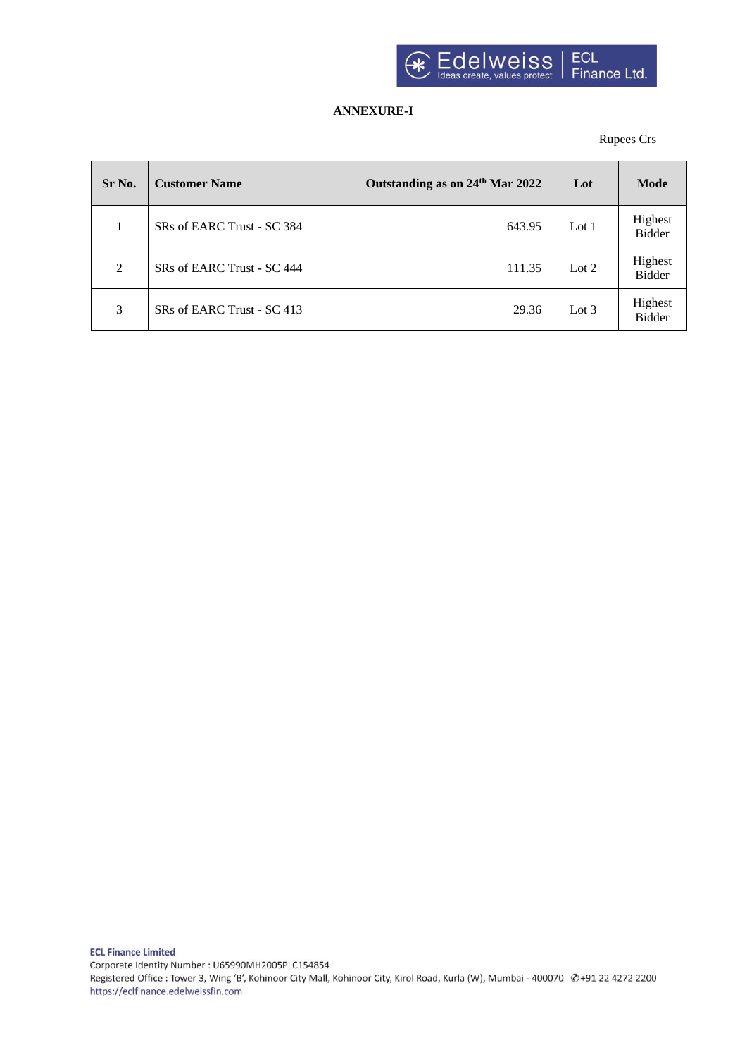# ANNEXURE-I

Rupees Crs

| Sr No. | Customer Name | Outstanding as on 24th Mar 2022 | Lot | Mode |
|---|---|---|---|---|
| 1 | SRs of EARC Trust - SC 384 | 643.95 | Lot 1 | Highest Bidder |
| 2 | SRs of EARC Trust - SC 444 | 111.35 | Lot 2 | Highest Bidder |
| 3 | SRs of EARC Trust - SC 413 | 29.36 | Lot 3 | Highest Bidder |